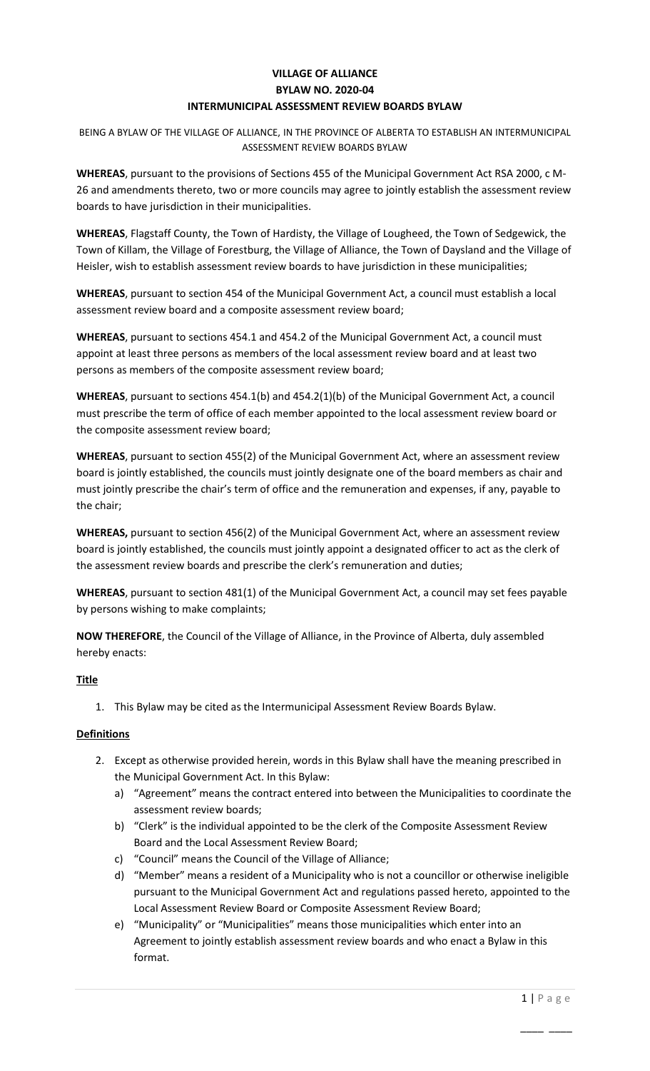**VILLAGE OF ALLIANCE**
**BYLAW NO. 2020-04**
**INTERMUNICIPAL ASSESSMENT REVIEW BOARDS BYLAW**

BEING A BYLAW OF THE VILLAGE OF ALLIANCE, IN THE PROVINCE OF ALBERTA TO ESTABLISH AN INTERMUNICIPAL ASSESSMENT REVIEW BOARDS BYLAW

**WHEREAS**, pursuant to the provisions of Sections 455 of the Municipal Government Act RSA 2000, c M-26 and amendments thereto, two or more councils may agree to jointly establish the assessment review boards to have jurisdiction in their municipalities.

**WHEREAS**, Flagstaff County, the Town of Hardisty, the Village of Lougheed, the Town of Sedgewick, the Town of Killam, the Village of Forestburg, the Village of Alliance, the Town of Daysland and the Village of Heisler, wish to establish assessment review boards to have jurisdiction in these municipalities;

**WHEREAS**, pursuant to section 454 of the Municipal Government Act, a council must establish a local assessment review board and a composite assessment review board;

**WHEREAS**, pursuant to sections 454.1 and 454.2 of the Municipal Government Act, a council must appoint at least three persons as members of the local assessment review board and at least two persons as members of the composite assessment review board;

**WHEREAS**, pursuant to sections 454.1(b) and 454.2(1)(b) of the Municipal Government Act, a council must prescribe the term of office of each member appointed to the local assessment review board or the composite assessment review board;

**WHEREAS**, pursuant to section 455(2) of the Municipal Government Act, where an assessment review board is jointly established, the councils must jointly designate one of the board members as chair and must jointly prescribe the chair's term of office and the remuneration and expenses, if any, payable to the chair;

**WHEREAS,** pursuant to section 456(2) of the Municipal Government Act, where an assessment review board is jointly established, the councils must jointly appoint a designated officer to act as the clerk of the assessment review boards and prescribe the clerk's remuneration and duties;

**WHEREAS**, pursuant to section 481(1) of the Municipal Government Act, a council may set fees payable by persons wishing to make complaints;

**NOW THEREFORE**, the Council of the Village of Alliance, in the Province of Alberta, duly assembled hereby enacts:

**Title**

1. This Bylaw may be cited as the Intermunicipal Assessment Review Boards Bylaw.

**Definitions**

2. Except as otherwise provided herein, words in this Bylaw shall have the meaning prescribed in the Municipal Government Act. In this Bylaw:
   a) "Agreement" means the contract entered into between the Municipalities to coordinate the assessment review boards;
   b) "Clerk" is the individual appointed to be the clerk of the Composite Assessment Review Board and the Local Assessment Review Board;
   c) "Council" means the Council of the Village of Alliance;
   d) "Member" means a resident of a Municipality who is not a councillor or otherwise ineligible pursuant to the Municipal Government Act and regulations passed hereto, appointed to the Local Assessment Review Board or Composite Assessment Review Board;
   e) "Municipality" or "Municipalities" means those municipalities which enter into an Agreement to jointly establish assessment review boards and who enact a Bylaw in this format.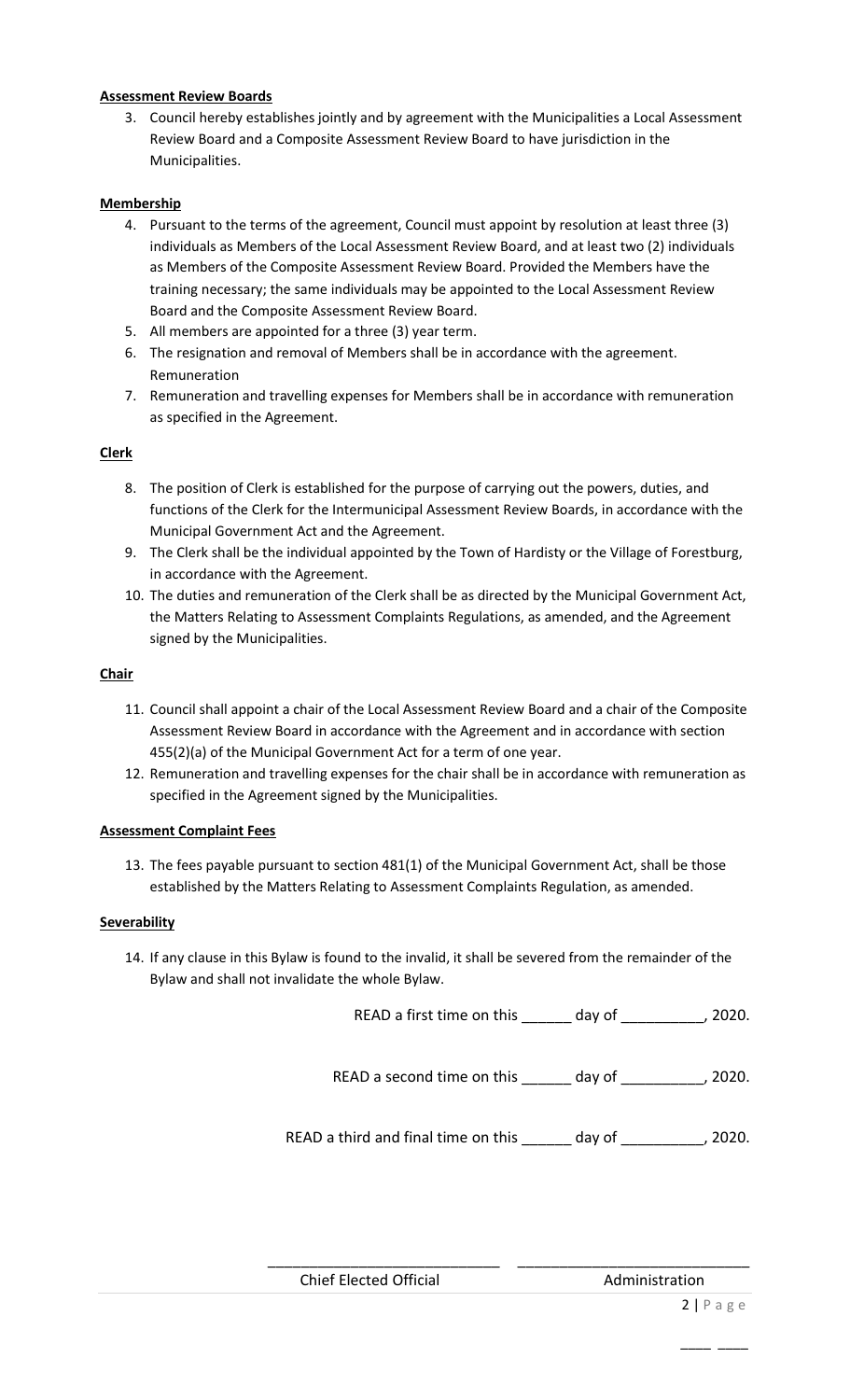**Assessment Review Boards**

3. Council hereby establishes jointly and by agreement with the Municipalities a Local Assessment Review Board and a Composite Assessment Review Board to have jurisdiction in the Municipalities.

**Membership**

4. Pursuant to the terms of the agreement, Council must appoint by resolution at least three (3) individuals as Members of the Local Assessment Review Board, and at least two (2) individuals as Members of the Composite Assessment Review Board. Provided the Members have the training necessary; the same individuals may be appointed to the Local Assessment Review Board and the Composite Assessment Review Board.
5. All members are appointed for a three (3) year term.
6. The resignation and removal of Members shall be in accordance with the agreement. Remuneration
7. Remuneration and travelling expenses for Members shall be in accordance with remuneration as specified in the Agreement.

**Clerk**

8. The position of Clerk is established for the purpose of carrying out the powers, duties, and functions of the Clerk for the Intermunicipal Assessment Review Boards, in accordance with the Municipal Government Act and the Agreement.
9. The Clerk shall be the individual appointed by the Town of Hardisty or the Village of Forestburg, in accordance with the Agreement.
10. The duties and remuneration of the Clerk shall be as directed by the Municipal Government Act, the Matters Relating to Assessment Complaints Regulations, as amended, and the Agreement signed by the Municipalities.

**Chair**

11. Council shall appoint a chair of the Local Assessment Review Board and a chair of the Composite Assessment Review Board in accordance with the Agreement and in accordance with section 455(2)(a) of the Municipal Government Act for a term of one year.
12. Remuneration and travelling expenses for the chair shall be in accordance with remuneration as specified in the Agreement signed by the Municipalities.

**Assessment Complaint Fees**

13. The fees payable pursuant to section 481(1) of the Municipal Government Act, shall be those established by the Matters Relating to Assessment Complaints Regulation, as amended.

**Severability**

14. If any clause in this Bylaw is found to the invalid, it shall be severed from the remainder of the Bylaw and shall not invalidate the whole Bylaw.

READ a first time on this ______ day of __________, 2020.

READ a second time on this ______ day of __________, 2020.

READ a third and final time on this ______ day of __________, 2020.

____________________________ ____________________________

Chief Elected Official Administration

____ ____